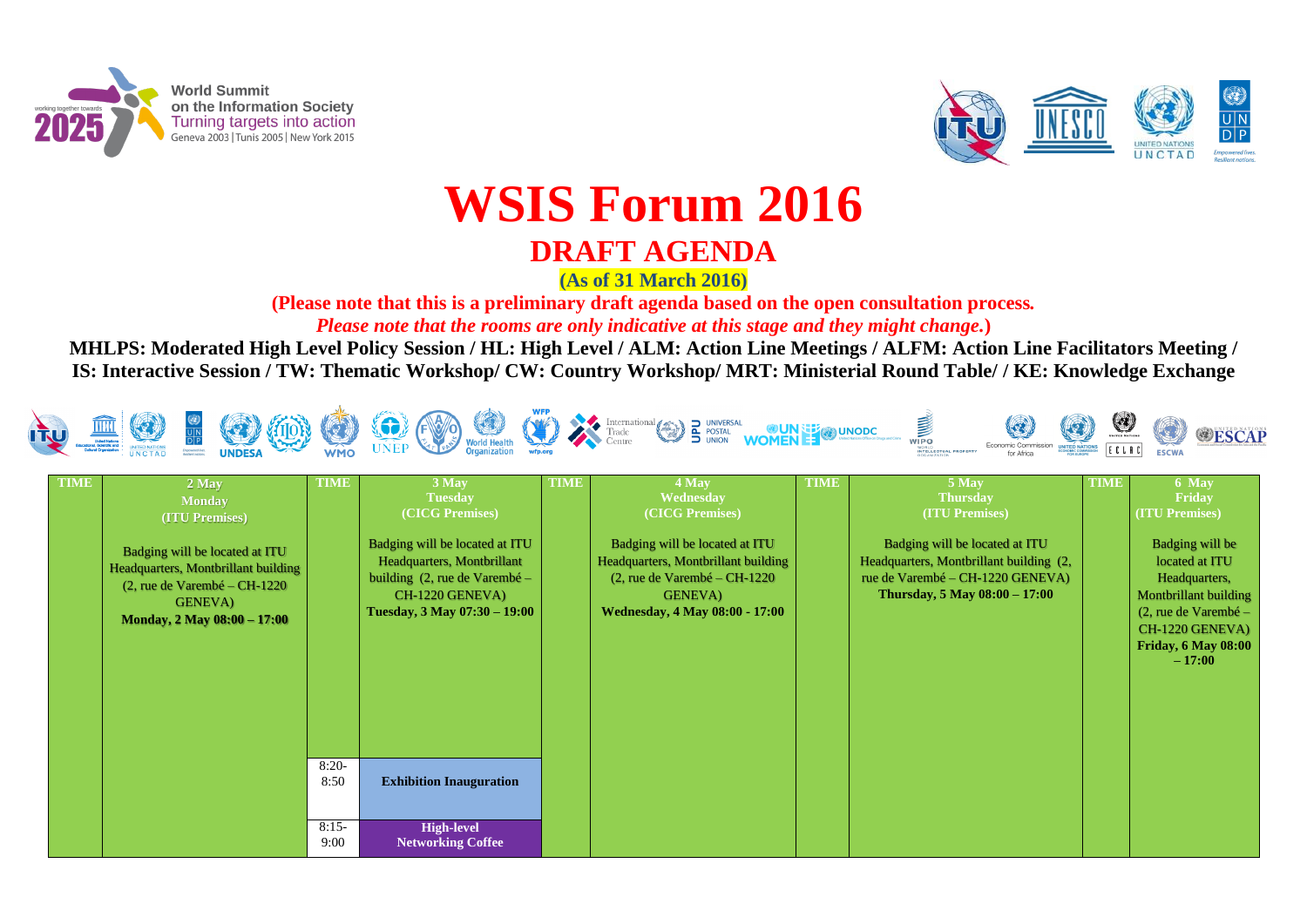World Summit on the Information Society
Turning targets into action
Geneva 2003 | Tunis 2005 | New York 2015

# WSIS Forum 2016

## DRAFT AGENDA

**(As of 31 March 2016)**

**(Please note that this is a preliminary draft agenda based on the open consultation process.** ***Please note that the rooms are only indicative at this stage and they might change.*****)**

**MHLPS: Moderated High Level Policy Session / HL: High Level / ALM: Action Line Meetings / ALFM: Action Line Facilitators Meeting / IS: Interactive Session / TW: Thematic Workshop/ CW: Country Workshop/ MRT: Ministerial Round Table/ / KE: Knowledge Exchange**

| TIME | 2 May Monday (ITU Premises) | TIME | 3 May Tuesday (CICG Premises) | TIME | 4 May Wednesday (CICG Premises) | TIME | 5 May Thursday (ITU Premises) | TIME | 6 May Friday (ITU Premises) |
|---|---|---|---|---|---|---|---|---|---|
| | Badging will be located at ITU Headquarters, Montbrillant building (2, rue de Varembé – CH-1220 GENEVA) **Monday, 2 May 08:00 – 17:00** | | Badging will be located at ITU Headquarters, Montbrillant building (2, rue de Varembé – CH-1220 GENEVA) **Tuesday, 3 May 07:30 – 19:00** | | Badging will be located at ITU Headquarters, Montbrillant building (2, rue de Varembé – CH-1220 GENEVA) **Wednesday, 4 May 08:00 - 17:00** | | Badging will be located at ITU Headquarters, Montbrillant building (2, rue de Varembé – CH-1220 GENEVA) **Thursday, 5 May 08:00 – 17:00** | | Badging will be located at ITU Headquarters, Montbrillant building (2, rue de Varembé – CH-1220 GENEVA) **Friday, 6 May 08:00 – 17:00** |
| | | 8:20-8:50 | **Exhibition Inauguration** | | | | | | |
| | | 8:15-9:00 | **High-level Networking Coffee** | | | | | | |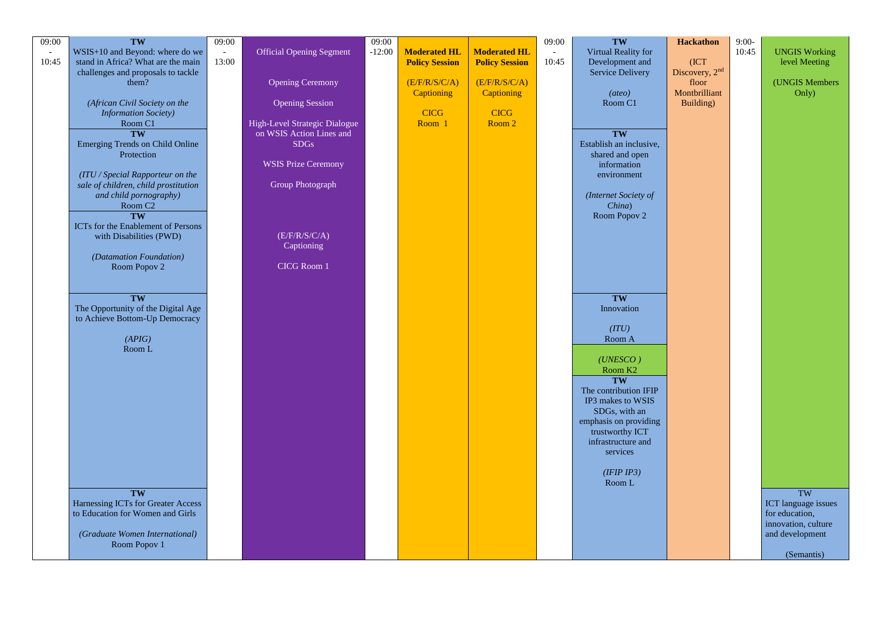| Time | Sessions | Time | Sessions | Time | Sessions | Sessions | Time | Sessions | Sessions | Time | Sessions |
|---|---|---|---|---|---|---|---|---|---|---|---|
| 09:00 - 10:45 | **TW** WSIS+10 and Beyond: where do we stand in Africa? What are the main challenges and proposals to tackle them? *(African Civil Society on the Information Society)* Room C1 | 09:00 - 13:00 | Official Opening Segment<br><br>Opening Ceremony<br><br>Opening Session<br><br>High-Level Strategic Dialogue on WSIS Action Lines and SDGs<br><br>WSIS Prize Ceremony<br><br>Group Photograph<br><br>(E/F/R/S/C/A) Captioning<br><br>CICG Room 1 | 09:00 -12:00 | **Moderated HL Policy Session**<br><br>(E/F/R/S/C/A) Captioning<br><br>CICG Room 1 | **Moderated HL Policy Session**<br><br>(E/F/R/S/C/A) Captioning<br><br>CICG Room 2 | 09:00 - 10:45 | **TW** Virtual Reality for Development and Service Delivery *(ateo)* Room C1 | **Hackathon**<br><br>(ICT Discovery, 2nd floor Montbrilliant Building) | 9:00- 10:45 | UNGIS Working level Meeting<br><br>(UNGIS Members Only) |
| | **TW** Emerging Trends on Child Online Protection *(ITU / Special Rapporteur on the sale of children, child prostitution and child pornography)* Room C2 | | | | | | | **TW** Establish an inclusive, shared and open information environment *(Internet Society of China)* Room Popov 2 | | | |
| | **TW** ICTs for the Enablement of Persons with Disabilities (PWD) *(Datamation Foundation)* Room Popov 2 | | | | | | | **TW** Innovation *(ITU)* Room A | | | |
| | **TW** The Opportunity of the Digital Age to Achieve Bottom-Up Democracy *(APIG)* Room L | | | | | | | *(UNESCO )* Room K2 | | | |
| | | | | | | | | **TW** The contribution IFIP IP3 makes to WSIS SDGs, with an emphasis on providing trustworthy ICT infrastructure and services *(IFIP IP3)* Room L | | | |
| | **TW** Harnessing ICTs for Greater Access to Education for Women and Girls *(Graduate Women International)* Room Popov 1 | | | | | | | | | | TW<br>ICT language issues for education, innovation, culture and development<br><br>(Semantis) |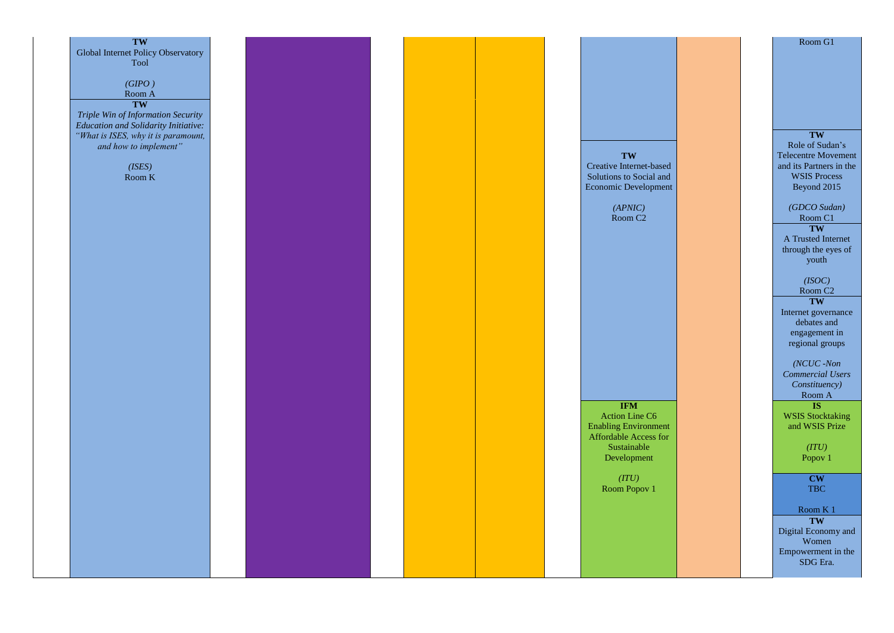**TW**
Global Internet Policy Observatory Tool

*(GIPO )*
Room A

**TW**
*Triple Win of Information Security Education and Solidarity Initiative: "What is ISES, why it is paramount, and how to implement"*

*(ISES)*
Room K

**TW**
Creative Internet-based Solutions to Social and Economic Development

*(APNIC)*
Room C2

**IFM**
Action Line C6 Enabling Environment Affordable Access for Sustainable Development

*(ITU)*
Room Popov 1

Room G1

**TW**
Role of Sudan's Telecentre Movement and its Partners in the WSIS Process Beyond 2015

*(GDCO Sudan)*
Room C1

**TW**
A Trusted Internet through the eyes of youth

*(ISOC)*
Room C2

**TW**
Internet governance debates and engagement in regional groups

*(NCUC -Non Commercial Users Constituency)*
Room A

**IS**
WSIS Stocktaking and WSIS Prize

*(ITU)*
Popov 1

**CW**
TBC

Room K 1

**TW**
Digital Economy and Women Empowerment in the SDG Era.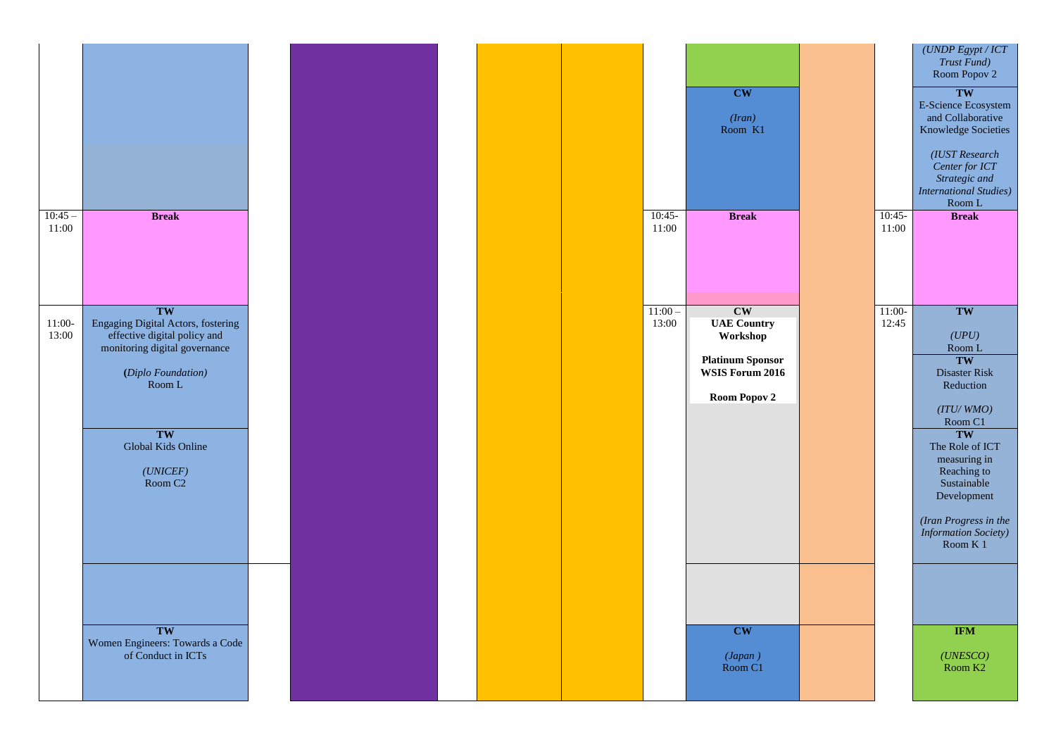| Time | Session | | | | | Time | Session | | Time | Session |
|---|---|---|---|---|---|---|---|---|---|---|
| | | | | | | | | | | *(UNDP Egypt / ICT Trust Fund)* Room Popov 2 |
| | | | | | | | **CW** *(Iran)* Room K1 | | | **TW** E-Science Ecosystem and Collaborative Knowledge Societies *(IUST Research Center for ICT Strategic and International Studies)* Room L |
| 10:45 – 11:00 | **Break** | | | | | 10:45-11:00 | **Break** | | 10:45-11:00 | **Break** |
| 11:00-13:00 | **TW** Engaging Digital Actors, fostering effective digital policy and monitoring digital governance **(***Diplo Foundation)* Room L | | | | | 11:00 – 13:00 | **CW** **UAE Country Workshop** **Platinum Sponsor WSIS Forum 2016** **Room Popov 2** | | 11:00-12:45 | **TW** *(UPU)* Room L |
| | | | | | | | | | | **TW** Disaster Risk Reduction *(ITU/ WMO)* Room C1 |
| | **TW** Global Kids Online *(UNICEF)* Room C2 | | | | | | | | | **TW** The Role of ICT measuring in Reaching to Sustainable Development *(Iran Progress in the Information Society)* Room K 1 |
| | | | | | | | | | | |
| | **TW** Women Engineers: Towards a Code of Conduct in ICTs | | | | | | **CW** *(Japan )* Room C1 | | | **IFM** *(UNESCO)* Room K2 |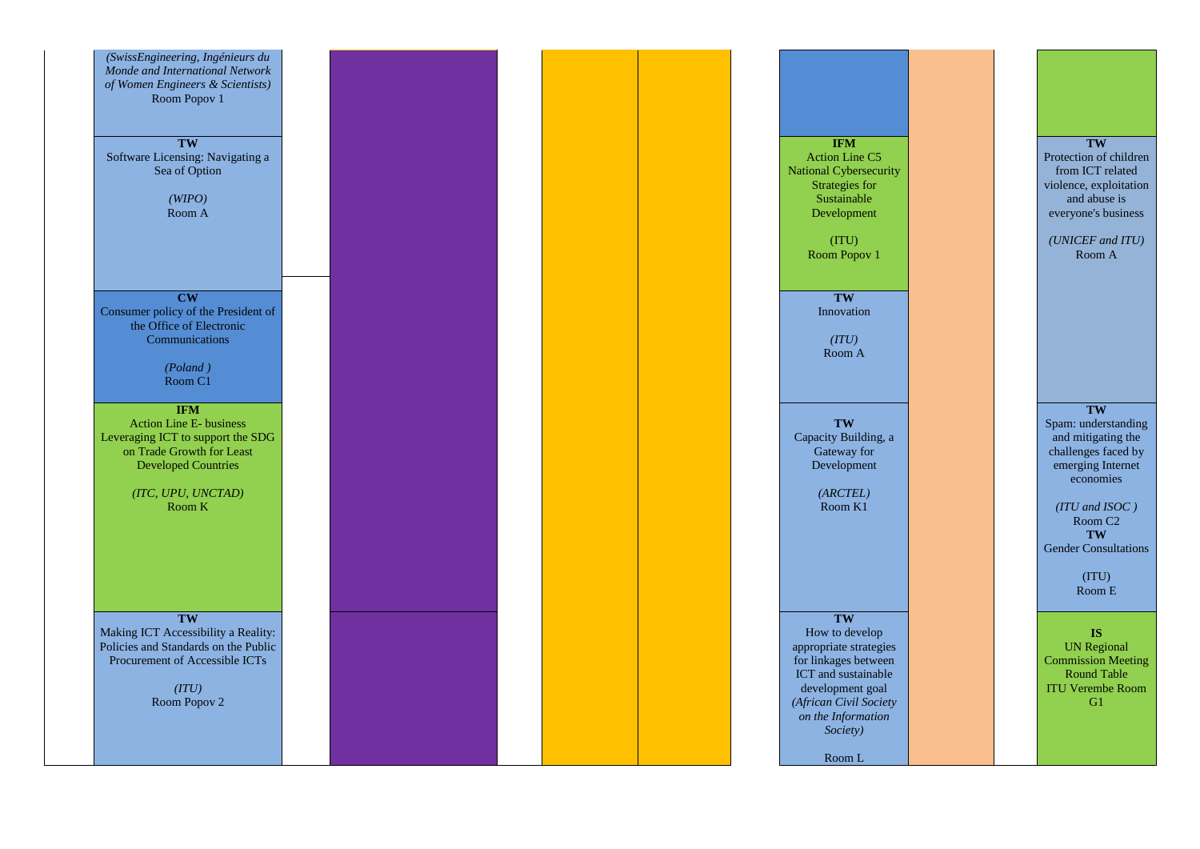*(SwissEngineering, Ingénieurs du Monde and International Network of Women Engineers & Scientists)*
Room Popov 1

**TW**
Software Licensing: Navigating a Sea of Option

*(WIPO)*
Room A

**CW**
Consumer policy of the President of the Office of Electronic Communications

*(Poland )*
Room C1

**IFM**
Action Line E- business
Leveraging ICT to support the SDG on Trade Growth for Least Developed Countries

*(ITC, UPU, UNCTAD)*
Room K

**TW**
Making ICT Accessibility a Reality: Policies and Standards on the Public Procurement of Accessible ICTs

*(ITU)*
Room Popov 2

**IFM**
Action Line C5
National Cybersecurity Strategies for Sustainable Development

(ITU)
Room Popov 1

**TW**
Innovation

*(ITU)*
Room A

**TW**
Capacity Building, a Gateway for Development

*(ARCTEL)*
Room K1

**TW**
How to develop appropriate strategies for linkages between ICT and sustainable development goal
*(African Civil Society on the Information Society)*

Room L

**TW**
Protection of children from ICT related violence, exploitation and abuse is everyone's business

*(UNICEF and ITU)*
Room A

**TW**
Spam: understanding and mitigating the challenges faced by emerging Internet economies

*(ITU and ISOC )*
Room C2

**TW**
Gender Consultations

(ITU)
Room E

**IS**
UN Regional Commission Meeting Round Table
ITU Verembe Room G1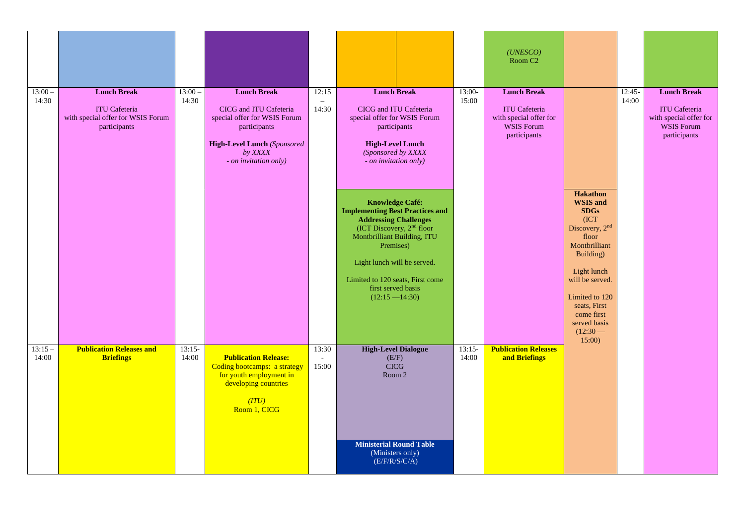| | | | | | | | | | | |
|---|---|---|---|---|---|---|---|---|---|---|
| | | | | | | | *(UNESCO)* Room C2 | | | |
| 13:00 – 14:30 | **Lunch Break**<br><br>ITU Cafeteria with special offer for WSIS Forum participants | 13:00 – 14:30 | **Lunch Break**<br><br>CICG and ITU Cafeteria special offer for WSIS Forum participants<br><br>**High-Level Lunch** *(Sponsored by XXXX - on invitation only)* | 12:15 – 14:30 | **Lunch Break**<br><br>CICG and ITU Cafeteria special offer for WSIS Forum participants<br><br>**High-Level Lunch** *(Sponsored by XXXX - on invitation only)* | 13:00-15:00 | **Lunch Break**<br><br>ITU Cafeteria with special offer for WSIS Forum participants | | 12:45-14:00 | **Lunch Break**<br><br>ITU Cafeteria with special offer for WSIS Forum participants |
| | | | | | **Knowledge Café: Implementing Best Practices and Addressing Challenges** (ICT Discovery, 2nd floor Montbrilliant Building, ITU Premises)<br><br>Light lunch will be served.<br><br>Limited to 120 seats, First come first served basis (12:15 —14:30) | | | **Hakathon WSIS and SDGs** (ICT Discovery, 2nd floor Montbrilliant Building)<br><br>Light lunch will be served.<br><br>Limited to 120 seats, First come first served basis (12:30 — 15:00) | | |
| 13:15 – 14:00 | **Publication Releases and Briefings** | 13:15-14:00 | **Publication Release:** Coding bootcamps: a strategy for youth employment in developing countries<br><br>*(ITU)*<br>Room 1, CICG | 13:30 - 15:00 | **High-Level Dialogue** (E/F) CICG Room 2 | 13:15-14:00 | **Publication Releases and Briefings** | | | |
| | | | | | **Ministerial Round Table** (Ministers only) (E/F/R/S/C/A) | | | | | |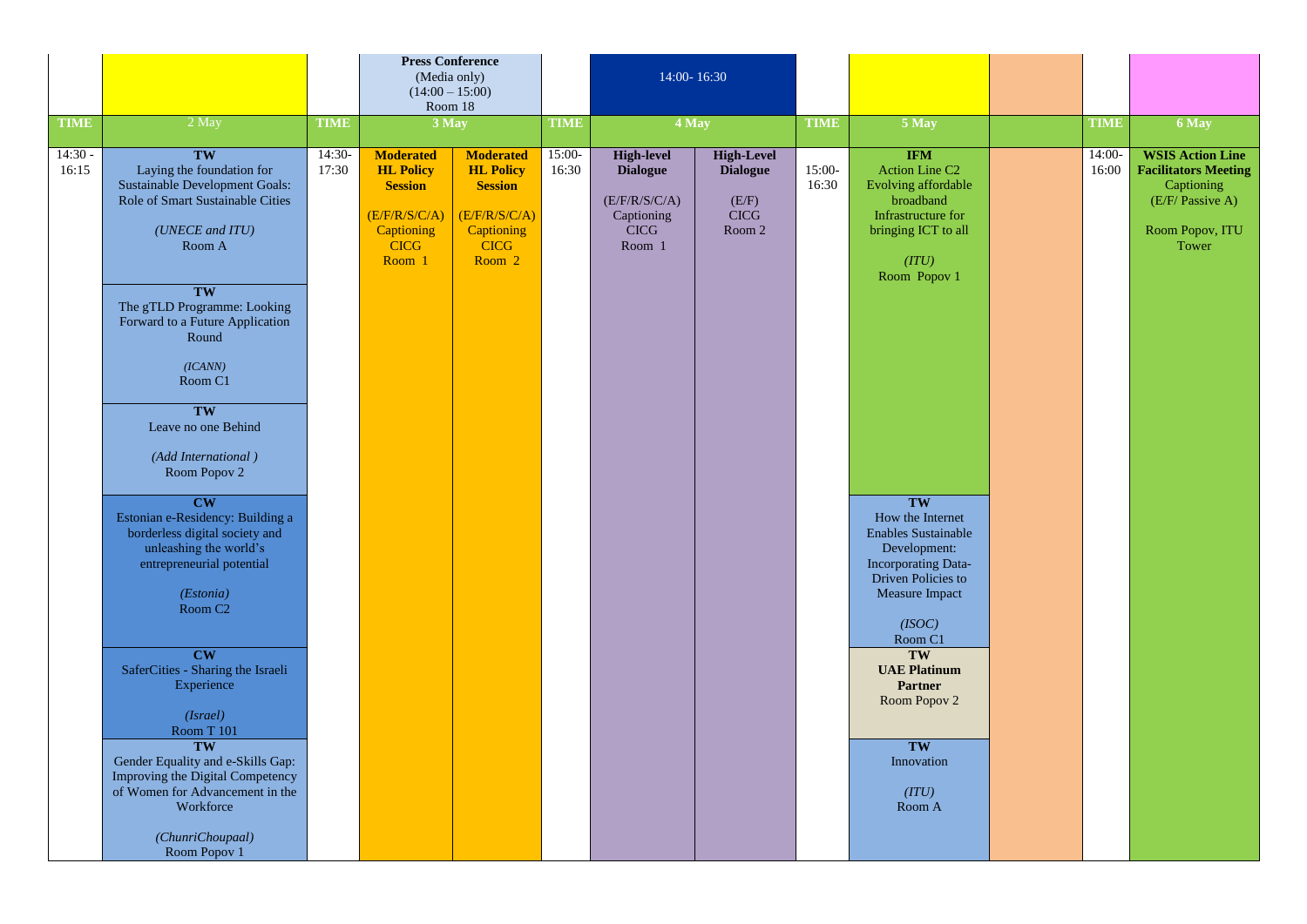| | | | Press Conference (Media only) (14:00 – 15:00) Room 18 | | | 14:00- 16:30 | | | | | | |
|---|---|---|---|---|---|---|---|---|---|---|---|---|
| **TIME** | **2 May** | **TIME** | **3 May** | | **TIME** | **4 May** | | **TIME** | **5 May** | | **TIME** | **6 May** |
| 14:30 - 16:15 | **TW** Laying the foundation for Sustainable Development Goals: Role of Smart Sustainable Cities *(UNECE and ITU)* Room A | 14:30- 17:30 | **Moderated HL Policy Session** (E/F/R/S/C/A) Captioning CICG Room 1 | **Moderated HL Policy Session** (E/F/R/S/C/A) Captioning CICG Room 2 | 15:00- 16:30 | **High-level Dialogue** (E/F/R/S/C/A) Captioning CICG Room 1 | **High-Level Dialogue** (E/F) CICG Room 2 | 15:00- 16:30 | **IFM** Action Line C2 Evolving affordable broadband Infrastructure for bringing ICT to all *(ITU)* Room Popov 1 | | 14:00- 16:00 | **WSIS Action Line Facilitators Meeting** Captioning (E/F/ Passive A) Room Popov, ITU Tower |
| | **TW** The gTLD Programme: Looking Forward to a Future Application Round *(ICANN)* Room C1 | | | | | | | | | | | |
| | **TW** Leave no one Behind *(Add International )* Room Popov 2 | | | | | | | | | | | |
| | **CW** Estonian e-Residency: Building a borderless digital society and unleashing the world's entrepreneurial potential *(Estonia)* Room C2 | | | | | | | | **TW** How the Internet Enables Sustainable Development: Incorporating Data-Driven Policies to Measure Impact *(ISOC)* Room C1 | | | |
| | **CW** SaferCities - Sharing the Israeli Experience *(Israel)* Room T 101 | | | | | | | | **TW** **UAE Platinum Partner** Room Popov 2 | | | |
| | **TW** Gender Equality and e-Skills Gap: Improving the Digital Competency of Women for Advancement in the Workforce *(ChunriChoupaal)* Room Popov 1 | | | | | | | | **TW** Innovation *(ITU)* Room A | | | |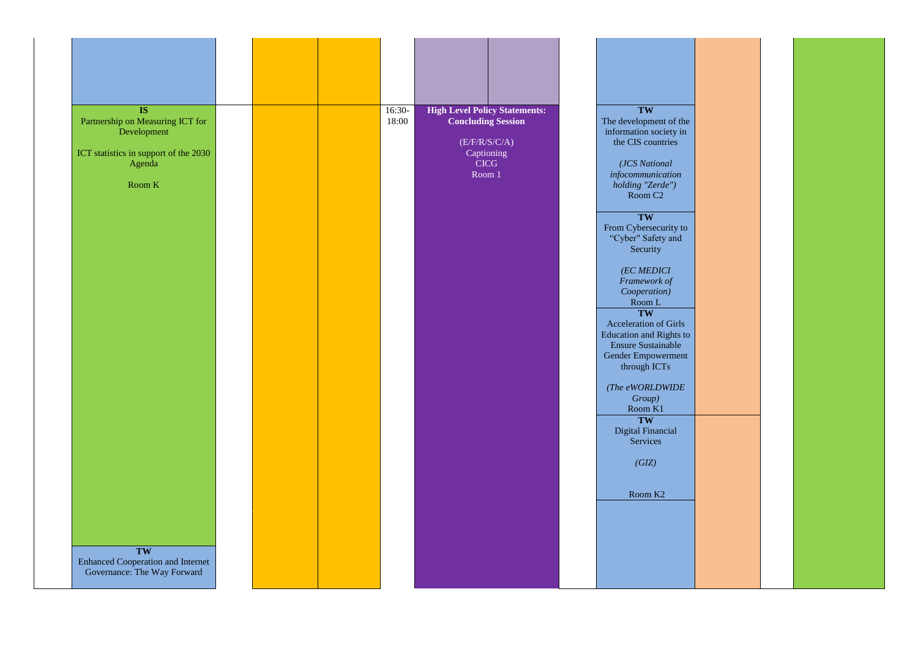**IS**
Partnership on Measuring ICT for Development

ICT statistics in support of the 2030 Agenda

Room K

**TW**
Enhanced Cooperation and Internet Governance: The Way Forward

16:30-18:00

**High Level Policy Statements: Concluding Session**

(E/F/R/S/C/A)
Captioning
CICG
Room 1

**TW**
The development of the information society in the CIS countries

*(JCS National infocommunication holding "Zerde")*
Room C2

**TW**
From Cybersecurity to “Cyber” Safety and Security

*(EC MEDICI Framework of Cooperation)*
Room L

**TW**
Acceleration of Girls Education and Rights to Ensure Sustainable Gender Empowerment through ICTs

*(The eWORLDWIDE Group)*
Room K1

**TW**
Digital Financial Services

*(GIZ)*

Room K2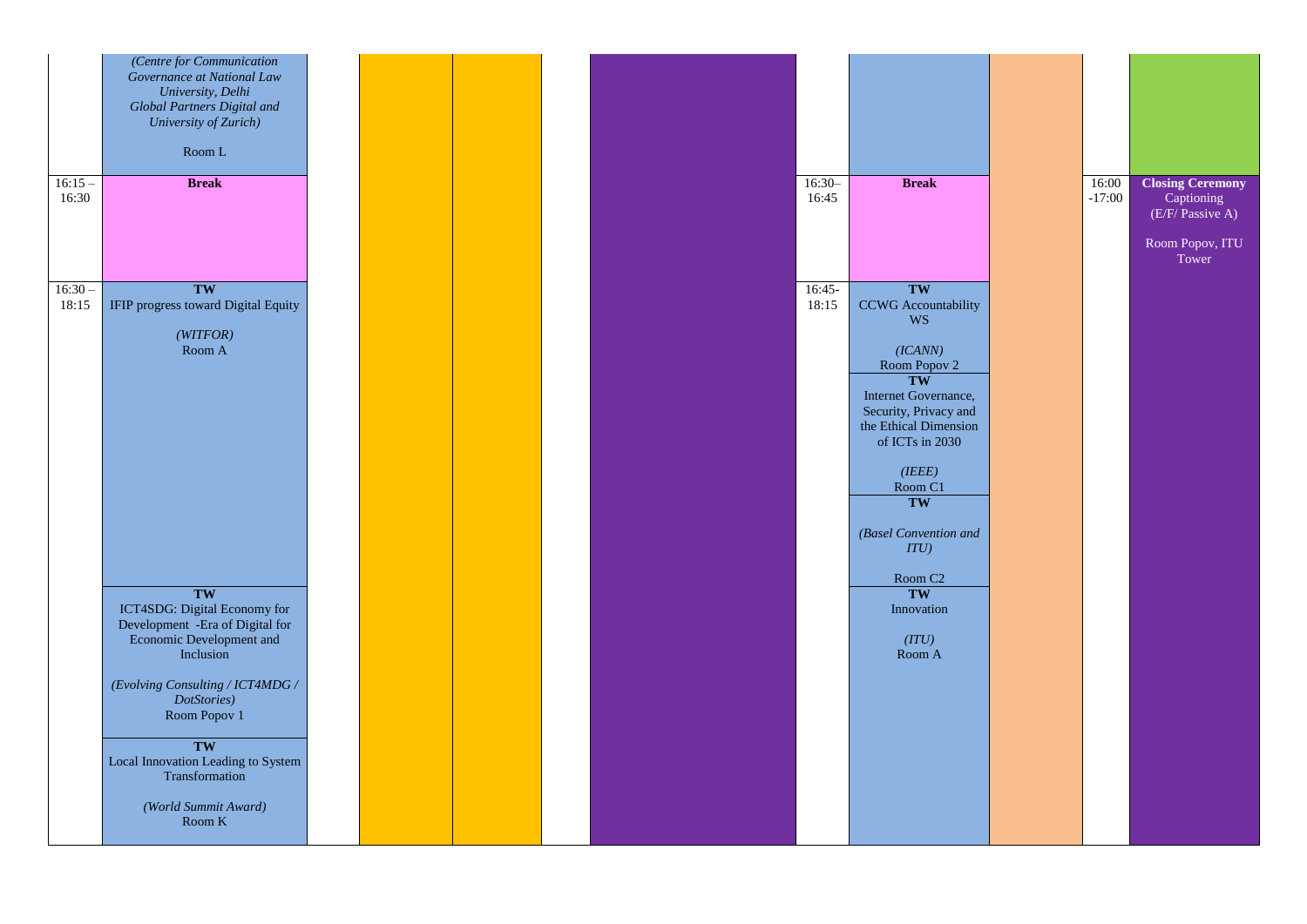| | | | | | | | | | |
|---|---|---|---|---|---|---|---|---|---|
| | *(Centre for Communication Governance at National Law University, Delhi Global Partners Digital and University of Zurich)* Room L | | | | | | | | |
| 16:15 – 16:30 | **Break** | | | | 16:30– 16:45 | **Break** | | 16:00 -17:00 | **Closing Ceremony** Captioning (E/F/ Passive A) Room Popov, ITU Tower |
| 16:30 – 18:15 | **TW** IFIP progress toward Digital Equity *(WITFOR)* Room A | | | | 16:45- 18:15 | **TW** CCWG Accountability WS *(ICANN)* Room Popov 2 | | | |
| | | | | | | **TW** Internet Governance, Security, Privacy and the Ethical Dimension of ICTs in 2030 *(IEEE)* Room C1 | | | |
| | | | | | | **TW** *(Basel Convention and ITU)* Room C2 | | | |
| | **TW** ICT4SDG: Digital Economy for Development -Era of Digital for Economic Development and Inclusion *(Evolving Consulting / ICT4MDG / DotStories)* Room Popov 1 | | | | | **TW** Innovation *(ITU)* Room A | | | |
| | **TW** Local Innovation Leading to System Transformation *(World Summit Award)* Room K | | | | | | | | |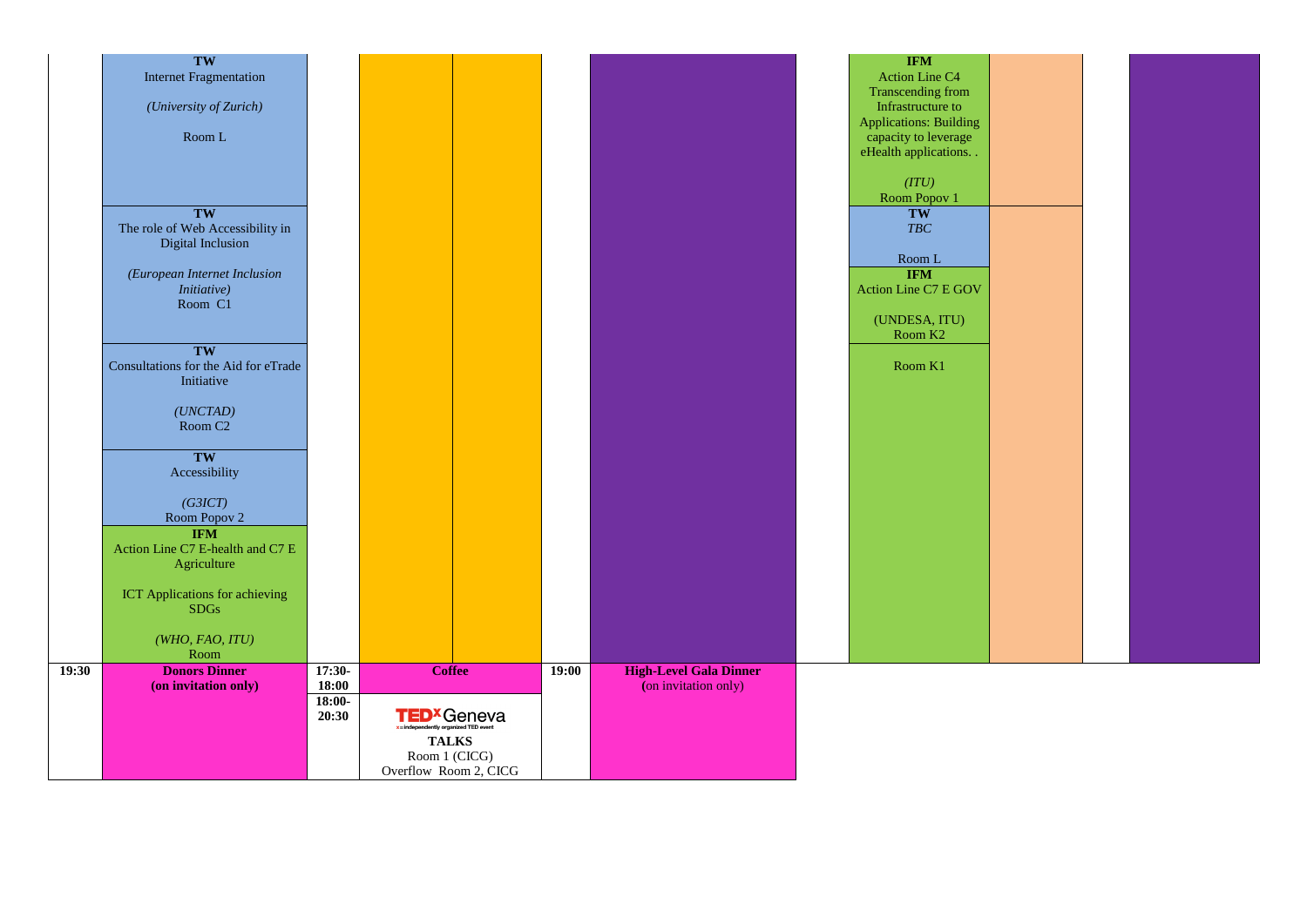| | | | | | | | | | |
|---|---|---|---|---|---|---|---|---|---|
| | **TW** Internet Fragmentation *(University of Zurich)* Room L | | | | | | **IFM** Action Line C4 Transcending from Infrastructure to Applications: Building capacity to leverage eHealth applications. . *(ITU)* Room Popov 1 | | |
| | **TW** The role of Web Accessibility in Digital Inclusion *(European Internet Inclusion Initiative)* Room C1 | | | | | | **TW** *TBC* Room L | | |
| | **TW** Consultations for the Aid for eTrade Initiative *(UNCTAD)* Room C2 | | | | | | **IFM** Action Line C7 E GOV (UNDESA, ITU) Room K2 | | |
| | **TW** Accessibility *(G3ICT)* Room Popov 2 | | | | | | Room K1 | | |
| | **IFM** Action Line C7 E-health and C7 E Agriculture ICT Applications for achieving SDGs *(WHO, FAO, ITU)* Room | | | | | | | | |
| **19:30** | **Donors Dinner (on invitation only)** | **17:30-18:00** | **Coffee** | **19:00** | **High-Level Gala Dinner** (on invitation only) | | | | |
| | | **18:00-20:30** | TEDxGeneva x=independently organized TED event **TALKS** Room 1 (CICG) Overflow Room 2, CICG | | | | | | |